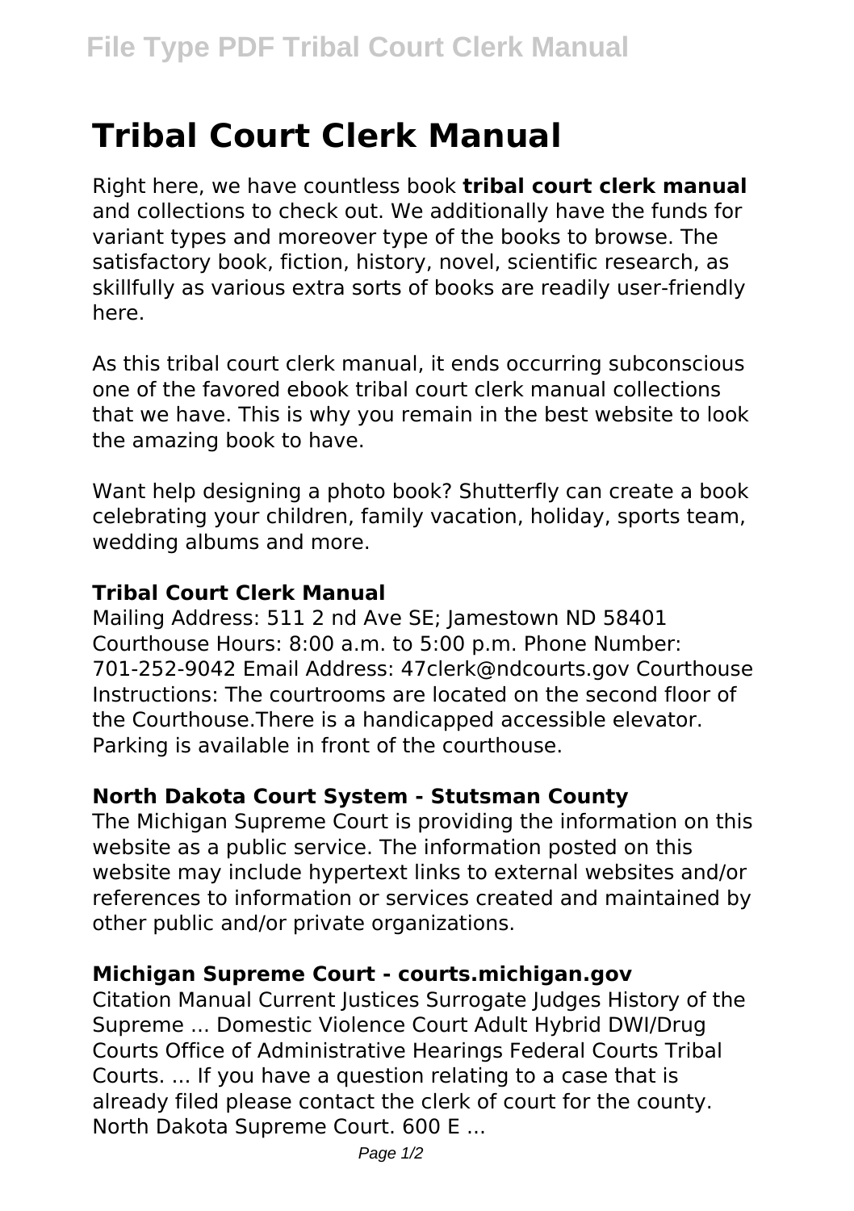# Tribal Court Clerk Manual

Right here, we have countless book **tribal court clerk manual** and collections to check out. We additionally have the funds for variant types and moreover type of the books to browse. The satisfactory book, fiction, history, novel, scientific research, as skillfully as various extra sorts of books are readily user-friendly here.

As this tribal court clerk manual, it ends occurring subconscious one of the favored ebook tribal court clerk manual collections that we have. This is why you remain in the best website to look the amazing book to have.

Want help designing a photo book? Shutterfly can create a book celebrating your children, family vacation, holiday, sports team, wedding albums and more.

### Tribal Court Clerk Manual

Mailing Address: 511 2 nd Ave SE; Jamestown ND 58401 Courthouse Hours: 8:00 a.m. to 5:00 p.m. Phone Number: 701-252-9042 Email Address: 47clerk@ndcourts.gov Courthouse Instructions: The courtrooms are located on the second floor of the Courthouse.There is a handicapped accessible elevator. Parking is available in front of the courthouse.

### North Dakota Court System - Stutsman County

The Michigan Supreme Court is providing the information on this website as a public service. The information posted on this website may include hypertext links to external websites and/or references to information or services created and maintained by other public and/or private organizations.

### Michigan Supreme Court - courts.michigan.gov

Citation Manual Current Justices Surrogate Judges History of the Supreme ... Domestic Violence Court Adult Hybrid DWI/Drug Courts Office of Administrative Hearings Federal Courts Tribal Courts. ... If you have a question relating to a case that is already filed please contact the clerk of court for the county. North Dakota Supreme Court. 600 E ...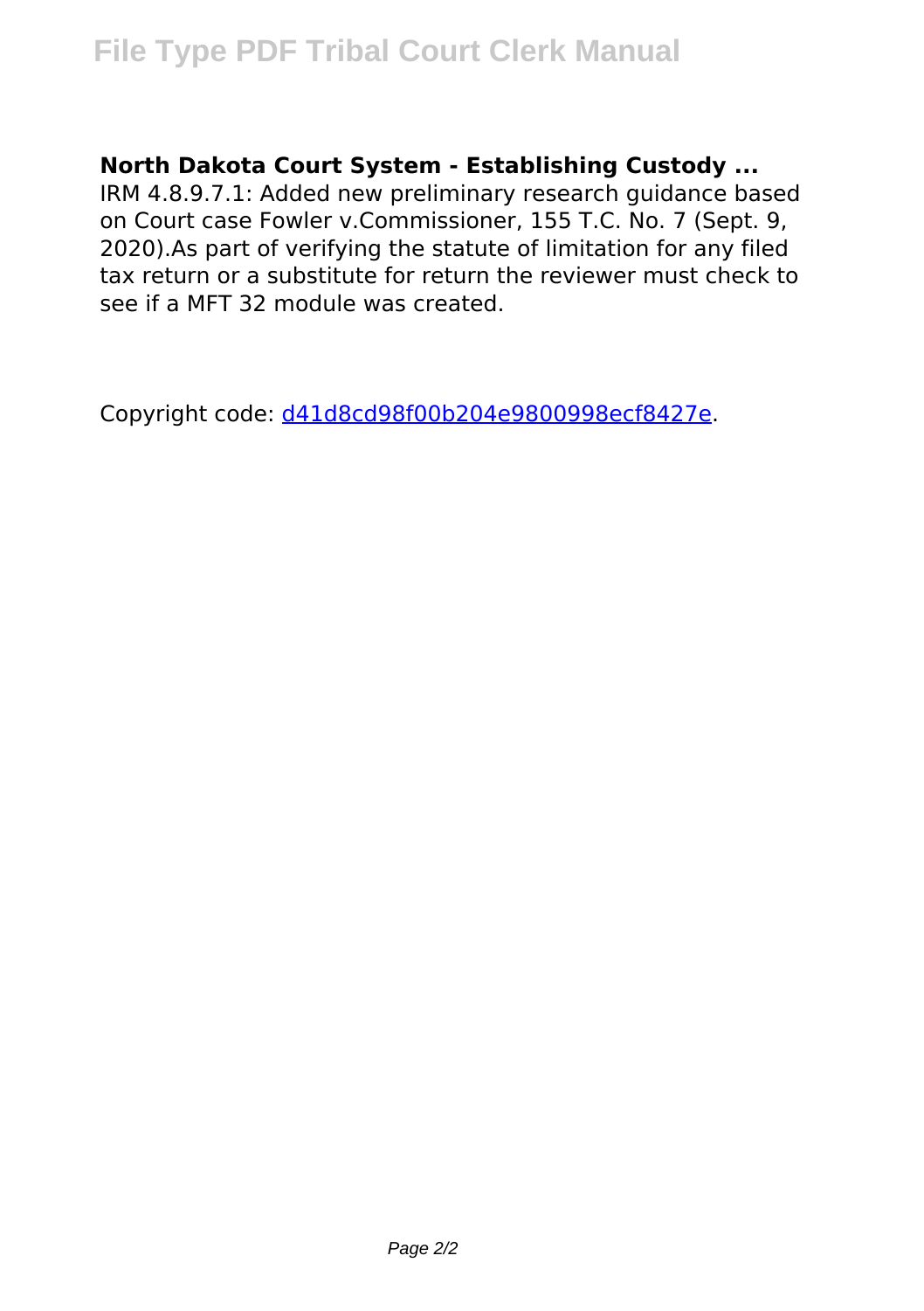**North Dakota Court System - Establishing Custody ...**

IRM 4.8.9.7.1: Added new preliminary research guidance based on Court case Fowler v.Commissioner, 155 T.C. No. 7 (Sept. 9, 2020).As part of verifying the statute of limitation for any filed tax return or a substitute for return the reviewer must check to see if a MFT 32 module was created.

Copyright code: d41d8cd98f00b204e9800998ecf8427e.